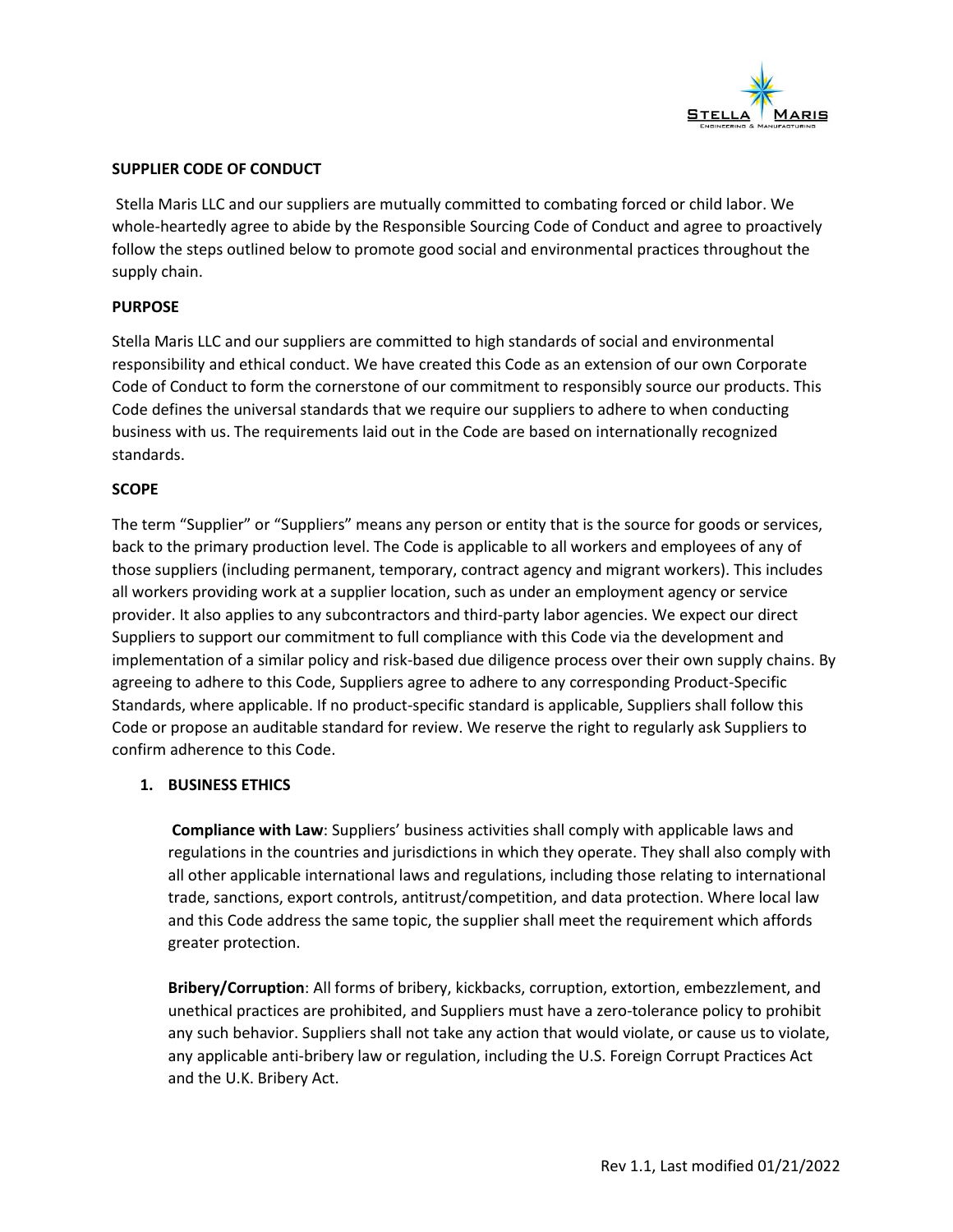## SUPPLIER CODE OF CONDUCT

Stella Maris LLC and our suppliers are mutually committed to combating forced or child labor. We whole-heartedly agree to abide by the Responsible Sourcing Code of Conduct and agree to proactively follow the steps outlined below to promote good social and environmental practices throughout the supply chain.

## PURPOSE

Stella Maris LLC and our suppliers are committed to high standards of social and environmental responsibility and ethical conduct. We have created this Code as an extension of our own Corporate Code of Conduct to form the cornerstone of our commitment to responsibly source our products. This Code defines the universal standards that we require our suppliers to adhere to when conducting business with us. The requirements laid out in the Code are based on internationally recognized standards.

## SCOPE

The term "Supplier" or "Suppliers" means any person or entity that is the source for goods or services, back to the primary production level. The Code is applicable to all workers and employees of any of those suppliers (including permanent, temporary, contract agency and migrant workers). This includes all workers providing work at a supplier location, such as under an employment agency or service provider. It also applies to any subcontractors and third-party labor agencies. We expect our direct Suppliers to support our commitment to full compliance with this Code via the development and implementation of a similar policy and risk-based due diligence process over their own supply chains. By agreeing to adhere to this Code, Suppliers agree to adhere to any corresponding Product-Specific Standards, where applicable. If no product-specific standard is applicable, Suppliers shall follow this Code or propose an auditable standard for review. We reserve the right to regularly ask Suppliers to confirm adherence to this Code.

### 1. BUSINESS ETHICS

**Compliance with Law**: Suppliers' business activities shall comply with applicable laws and regulations in the countries and jurisdictions in which they operate. They shall also comply with all other applicable international laws and regulations, including those relating to international trade, sanctions, export controls, antitrust/competition, and data protection. Where local law and this Code address the same topic, the supplier shall meet the requirement which affords greater protection.

**Bribery/Corruption**: All forms of bribery, kickbacks, corruption, extortion, embezzlement, and unethical practices are prohibited, and Suppliers must have a zero-tolerance policy to prohibit any such behavior. Suppliers shall not take any action that would violate, or cause us to violate, any applicable anti-bribery law or regulation, including the U.S. Foreign Corrupt Practices Act and the U.K. Bribery Act.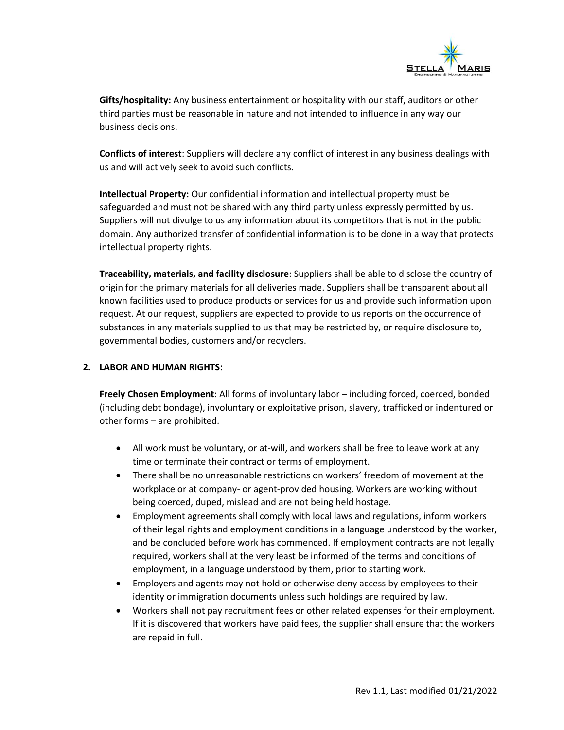**Gifts/hospitality:** Any business entertainment or hospitality with our staff, auditors or other third parties must be reasonable in nature and not intended to influence in any way our business decisions.

**Conflicts of interest**: Suppliers will declare any conflict of interest in any business dealings with us and will actively seek to avoid such conflicts.

**Intellectual Property:** Our confidential information and intellectual property must be safeguarded and must not be shared with any third party unless expressly permitted by us. Suppliers will not divulge to us any information about its competitors that is not in the public domain. Any authorized transfer of confidential information is to be done in a way that protects intellectual property rights.

**Traceability, materials, and facility disclosure**: Suppliers shall be able to disclose the country of origin for the primary materials for all deliveries made. Suppliers shall be transparent about all known facilities used to produce products or services for us and provide such information upon request. At our request, suppliers are expected to provide to us reports on the occurrence of substances in any materials supplied to us that may be restricted by, or require disclosure to, governmental bodies, customers and/or recyclers.

## 2. LABOR AND HUMAN RIGHTS:

**Freely Chosen Employment**: All forms of involuntary labor – including forced, coerced, bonded (including debt bondage), involuntary or exploitative prison, slavery, trafficked or indentured or other forms – are prohibited.

- All work must be voluntary, or at-will, and workers shall be free to leave work at any time or terminate their contract or terms of employment.
- There shall be no unreasonable restrictions on workers' freedom of movement at the workplace or at company- or agent-provided housing. Workers are working without being coerced, duped, mislead and are not being held hostage.
- Employment agreements shall comply with local laws and regulations, inform workers of their legal rights and employment conditions in a language understood by the worker, and be concluded before work has commenced. If employment contracts are not legally required, workers shall at the very least be informed of the terms and conditions of employment, in a language understood by them, prior to starting work.
- Employers and agents may not hold or otherwise deny access by employees to their identity or immigration documents unless such holdings are required by law.
- Workers shall not pay recruitment fees or other related expenses for their employment. If it is discovered that workers have paid fees, the supplier shall ensure that the workers are repaid in full.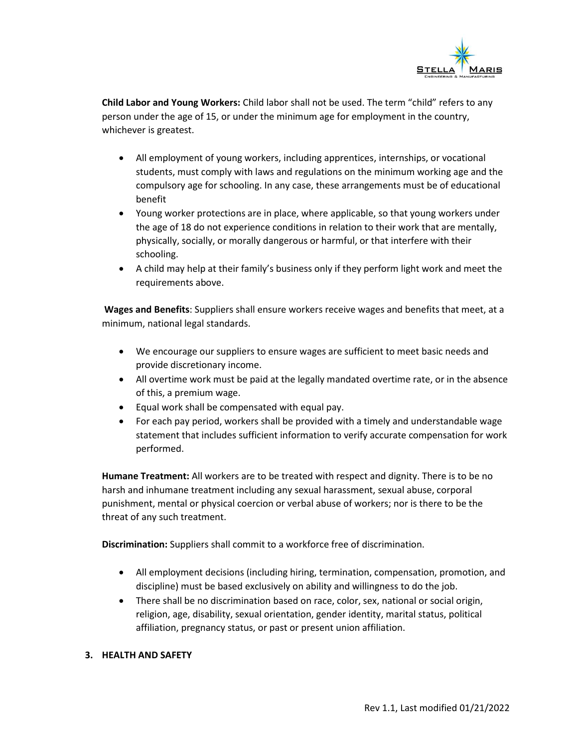**Child Labor and Young Workers:** Child labor shall not be used. The term "child" refers to any person under the age of 15, or under the minimum age for employment in the country, whichever is greatest.

- All employment of young workers, including apprentices, internships, or vocational students, must comply with laws and regulations on the minimum working age and the compulsory age for schooling. In any case, these arrangements must be of educational benefit
- Young worker protections are in place, where applicable, so that young workers under the age of 18 do not experience conditions in relation to their work that are mentally, physically, socially, or morally dangerous or harmful, or that interfere with their schooling.
- A child may help at their family's business only if they perform light work and meet the requirements above.

**Wages and Benefits**: Suppliers shall ensure workers receive wages and benefits that meet, at a minimum, national legal standards.

- We encourage our suppliers to ensure wages are sufficient to meet basic needs and provide discretionary income.
- All overtime work must be paid at the legally mandated overtime rate, or in the absence of this, a premium wage.
- Equal work shall be compensated with equal pay.
- For each pay period, workers shall be provided with a timely and understandable wage statement that includes sufficient information to verify accurate compensation for work performed.

**Humane Treatment:** All workers are to be treated with respect and dignity. There is to be no harsh and inhumane treatment including any sexual harassment, sexual abuse, corporal punishment, mental or physical coercion or verbal abuse of workers; nor is there to be the threat of any such treatment.

**Discrimination:** Suppliers shall commit to a workforce free of discrimination.

- All employment decisions (including hiring, termination, compensation, promotion, and discipline) must be based exclusively on ability and willingness to do the job.
- There shall be no discrimination based on race, color, sex, national or social origin, religion, age, disability, sexual orientation, gender identity, marital status, political affiliation, pregnancy status, or past or present union affiliation.

## 3. HEALTH AND SAFETY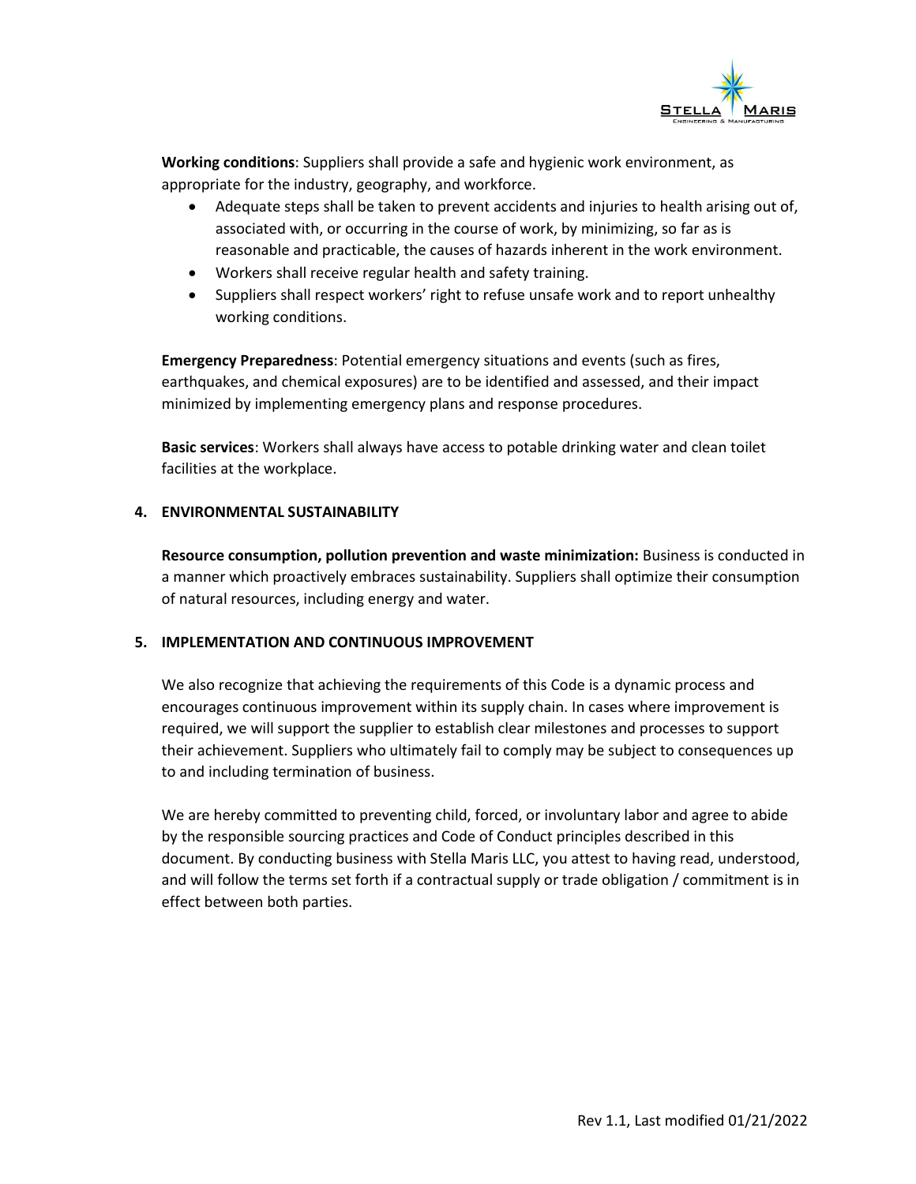**Working conditions**: Suppliers shall provide a safe and hygienic work environment, as appropriate for the industry, geography, and workforce.

- Adequate steps shall be taken to prevent accidents and injuries to health arising out of, associated with, or occurring in the course of work, by minimizing, so far as is reasonable and practicable, the causes of hazards inherent in the work environment.
- Workers shall receive regular health and safety training.
- Suppliers shall respect workers' right to refuse unsafe work and to report unhealthy working conditions.

**Emergency Preparedness**: Potential emergency situations and events (such as fires, earthquakes, and chemical exposures) are to be identified and assessed, and their impact minimized by implementing emergency plans and response procedures.

**Basic services**: Workers shall always have access to potable drinking water and clean toilet facilities at the workplace.

## 4. ENVIRONMENTAL SUSTAINABILITY

**Resource consumption, pollution prevention and waste minimization:** Business is conducted in a manner which proactively embraces sustainability. Suppliers shall optimize their consumption of natural resources, including energy and water.

## 5. IMPLEMENTATION AND CONTINUOUS IMPROVEMENT

We also recognize that achieving the requirements of this Code is a dynamic process and encourages continuous improvement within its supply chain. In cases where improvement is required, we will support the supplier to establish clear milestones and processes to support their achievement. Suppliers who ultimately fail to comply may be subject to consequences up to and including termination of business.

We are hereby committed to preventing child, forced, or involuntary labor and agree to abide by the responsible sourcing practices and Code of Conduct principles described in this document. By conducting business with Stella Maris LLC, you attest to having read, understood, and will follow the terms set forth if a contractual supply or trade obligation / commitment is in effect between both parties.

Rev 1.1, Last modified 01/21/2022